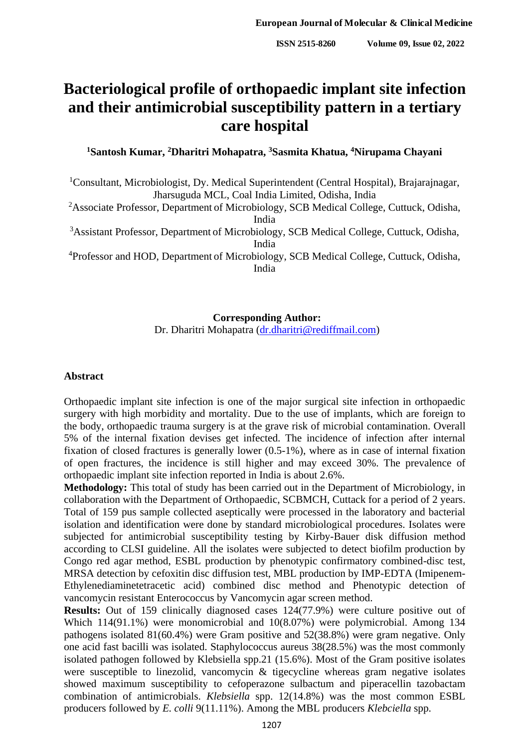# Bacteriological profile of orthopaedic implant site infection and their antimicrobial susceptibility pattern in a tertiary care hospital

**[1]Santosh Kumar, [2]Dharitri Mohapatra, [3]Sasmita Khatua, [4]Nirupama Chayani**

[1]Consultant, Microbiologist, Dy. Medical Superintendent (Central Hospital), Brajarajnagar, Jharsuguda MCL, Coal India Limited, Odisha, India

[2]Associate Professor, Department of Microbiology, SCB Medical College, Cuttuck, Odisha, India

[3]Assistant Professor, Department of Microbiology, SCB Medical College, Cuttuck, Odisha, India

[4]Professor and HOD, Department of Microbiology, SCB Medical College, Cuttuck, Odisha, India

**Corresponding Author:**
Dr. Dharitri Mohapatra (dr.dharitri@rediffmail.com)

## Abstract

Orthopaedic implant site infection is one of the major surgical site infection in orthopaedic surgery with high morbidity and mortality. Due to the use of implants, which are foreign to the body, orthopaedic trauma surgery is at the grave risk of microbial contamination. Overall 5% of the internal fixation devises get infected. The incidence of infection after internal fixation of closed fractures is generally lower (0.5-1%), where as in case of internal fixation of open fractures, the incidence is still higher and may exceed 30%. The prevalence of orthopaedic implant site infection reported in India is about 2.6%.

**Methodology:** This total of study has been carried out in the Department of Microbiology, in collaboration with the Department of Orthopaedic, SCBMCH, Cuttack for a period of 2 years. Total of 159 pus sample collected aseptically were processed in the laboratory and bacterial isolation and identification were done by standard microbiological procedures. Isolates were subjected for antimicrobial susceptibility testing by Kirby-Bauer disk diffusion method according to CLSI guideline. All the isolates were subjected to detect biofilm production by Congo red agar method, ESBL production by phenotypic confirmatory combined-disc test, MRSA detection by cefoxitin disc diffusion test, MBL production by IMP-EDTA (Imipenem-Ethylenediaminetetracetic acid) combined disc method and Phenotypic detection of vancomycin resistant Enterococcus by Vancomycin agar screen method.

**Results:** Out of 159 clinically diagnosed cases 124(77.9%) were culture positive out of Which 114(91.1%) were monomicrobial and 10(8.07%) were polymicrobial. Among 134 pathogens isolated 81(60.4%) were Gram positive and 52(38.8%) were gram negative. Only one acid fast bacilli was isolated. Staphylococcus aureus 38(28.5%) was the most commonly isolated pathogen followed by Klebsiella spp.21 (15.6%). Most of the Gram positive isolates were susceptible to linezolid, vancomycin & tigecycline whereas gram negative isolates showed maximum susceptibility to cefoperazone sulbactum and piperacellin tazobactam combination of antimicrobials. *Klebsiella* spp. 12(14.8%) was the most common ESBL producers followed by *E. colli* 9(11.11%). Among the MBL producers *Klebciella* spp.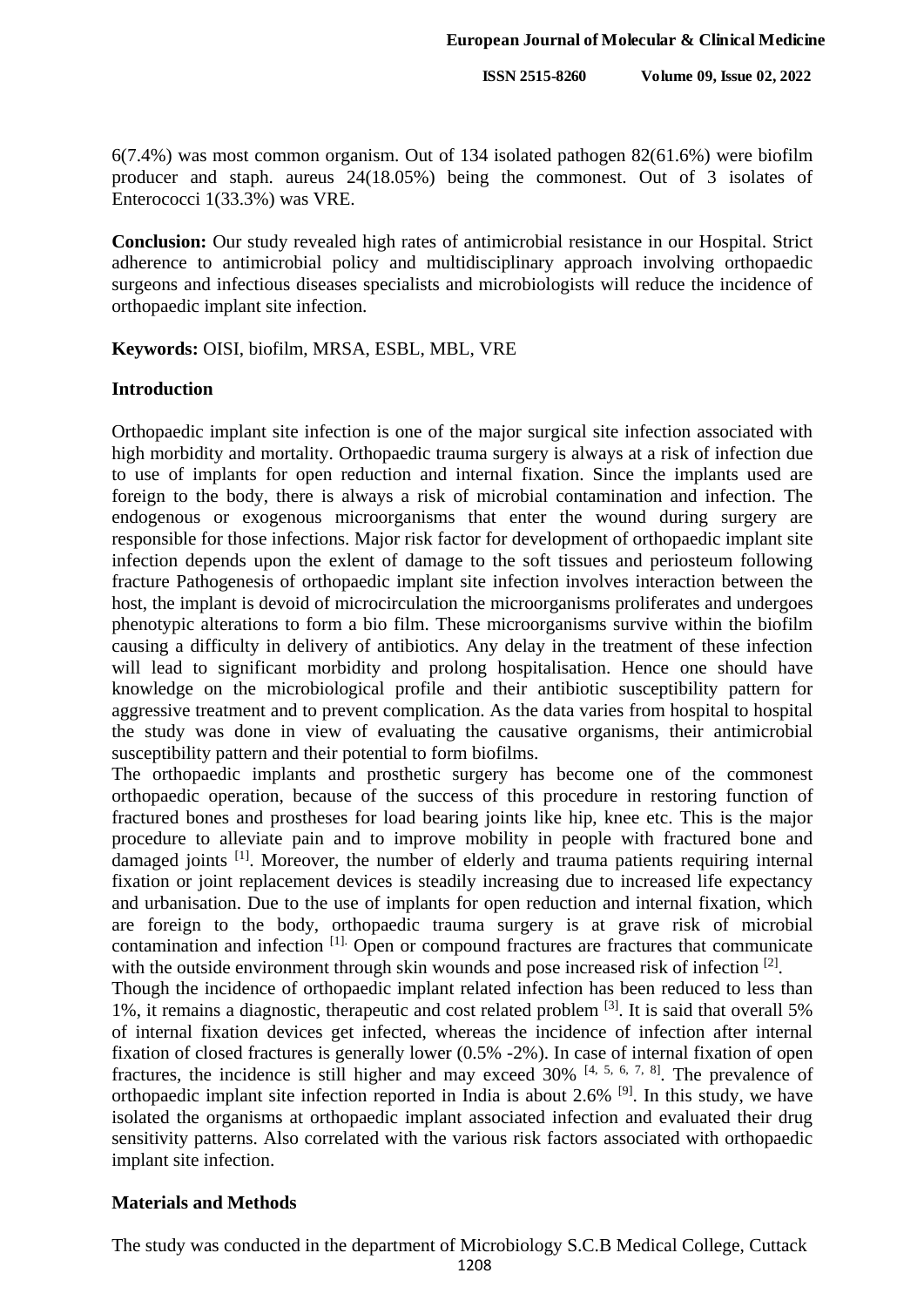6(7.4%) was most common organism. Out of 134 isolated pathogen 82(61.6%) were biofilm producer and staph. aureus 24(18.05%) being the commonest. Out of 3 isolates of Enterococci 1(33.3%) was VRE.

**Conclusion:** Our study revealed high rates of antimicrobial resistance in our Hospital. Strict adherence to antimicrobial policy and multidisciplinary approach involving orthopaedic surgeons and infectious diseases specialists and microbiologists will reduce the incidence of orthopaedic implant site infection.

**Keywords:** OISI, biofilm, MRSA, ESBL, MBL, VRE

## Introduction

Orthopaedic implant site infection is one of the major surgical site infection associated with high morbidity and mortality. Orthopaedic trauma surgery is always at a risk of infection due to use of implants for open reduction and internal fixation. Since the implants used are foreign to the body, there is always a risk of microbial contamination and infection. The endogenous or exogenous microorganisms that enter the wound during surgery are responsible for those infections. Major risk factor for development of orthopaedic implant site infection depends upon the exlent of damage to the soft tissues and periosteum following fracture Pathogenesis of orthopaedic implant site infection involves interaction between the host, the implant is devoid of microcirculation the microorganisms proliferates and undergoes phenotypic alterations to form a bio film. These microorganisms survive within the biofilm causing a difficulty in delivery of antibiotics. Any delay in the treatment of these infection will lead to significant morbidity and prolong hospitalisation. Hence one should have knowledge on the microbiological profile and their antibiotic susceptibility pattern for aggressive treatment and to prevent complication. As the data varies from hospital to hospital the study was done in view of evaluating the causative organisms, their antimicrobial susceptibility pattern and their potential to form biofilms.

The orthopaedic implants and prosthetic surgery has become one of the commonest orthopaedic operation, because of the success of this procedure in restoring function of fractured bones and prostheses for load bearing joints like hip, knee etc. This is the major procedure to alleviate pain and to improve mobility in people with fractured bone and damaged joints [1]. Moreover, the number of elderly and trauma patients requiring internal fixation or joint replacement devices is steadily increasing due to increased life expectancy and urbanisation. Due to the use of implants for open reduction and internal fixation, which are foreign to the body, orthopaedic trauma surgery is at grave risk of microbial contamination and infection [1]. Open or compound fractures are fractures that communicate with the outside environment through skin wounds and pose increased risk of infection [2].

Though the incidence of orthopaedic implant related infection has been reduced to less than 1%, it remains a diagnostic, therapeutic and cost related problem [3]. It is said that overall 5% of internal fixation devices get infected, whereas the incidence of infection after internal fixation of closed fractures is generally lower (0.5% -2%). In case of internal fixation of open fractures, the incidence is still higher and may exceed 30% [4, 5, 6, 7, 8]. The prevalence of orthopaedic implant site infection reported in India is about 2.6% [9]. In this study, we have isolated the organisms at orthopaedic implant associated infection and evaluated their drug sensitivity patterns. Also correlated with the various risk factors associated with orthopaedic implant site infection.

## Materials and Methods

The study was conducted in the department of Microbiology S.C.B Medical College, Cuttack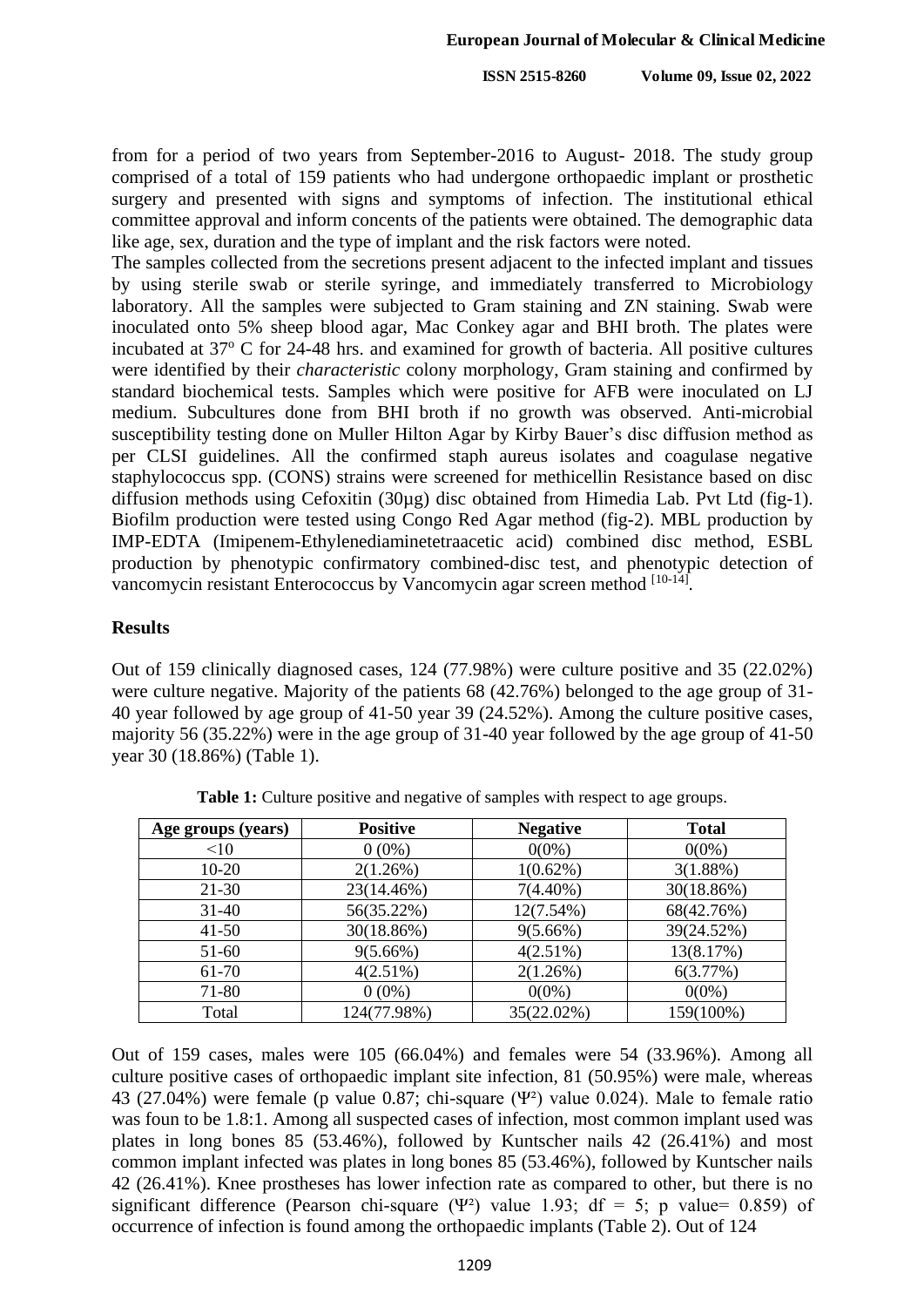from for a period of two years from September-2016 to August- 2018. The study group comprised of a total of 159 patients who had undergone orthopaedic implant or prosthetic surgery and presented with signs and symptoms of infection. The institutional ethical committee approval and inform concents of the patients were obtained. The demographic data like age, sex, duration and the type of implant and the risk factors were noted.

The samples collected from the secretions present adjacent to the infected implant and tissues by using sterile swab or sterile syringe, and immediately transferred to Microbiology laboratory. All the samples were subjected to Gram staining and ZN staining. Swab were inoculated onto 5% sheep blood agar, Mac Conkey agar and BHI broth. The plates were incubated at 37$^{o}$ C for 24-48 hrs. and examined for growth of bacteria. All positive cultures were identified by their *characteristic* colony morphology, Gram staining and confirmed by standard biochemical tests. Samples which were positive for AFB were inoculated on LJ medium. Subcultures done from BHI broth if no growth was observed. Anti-microbial susceptibility testing done on Muller Hilton Agar by Kirby Bauer's disc diffusion method as per CLSI guidelines. All the confirmed staph aureus isolates and coagulase negative staphylococcus spp. (CONS) strains were screened for methicellin Resistance based on disc diffusion methods using Cefoxitin (30µg) disc obtained from Himedia Lab. Pvt Ltd (fig-1). Biofilm production were tested using Congo Red Agar method (fig-2). MBL production by IMP-EDTA (Imipenem-Ethylenediaminetetraacetic acid) combined disc method, ESBL production by phenotypic confirmatory combined-disc test, and phenotypic detection of vancomycin resistant Enterococcus by Vancomycin agar screen method [10-14].

## Results

Out of 159 clinically diagnosed cases, 124 (77.98%) were culture positive and 35 (22.02%) were culture negative. Majority of the patients 68 (42.76%) belonged to the age group of 31-40 year followed by age group of 41-50 year 39 (24.52%). Among the culture positive cases, majority 56 (35.22%) were in the age group of 31-40 year followed by the age group of 41-50 year 30 (18.86%) (Table 1).

**Table 1:** Culture positive and negative of samples with respect to age groups.

| Age groups (years) | Positive | Negative | Total |
|---|---|---|---|
| <10 | 0 (0%) | 0(0%) | 0(0%) |
| 10-20 | 2(1.26%) | 1(0.62%) | 3(1.88%) |
| 21-30 | 23(14.46%) | 7(4.40%) | 30(18.86%) |
| 31-40 | 56(35.22%) | 12(7.54%) | 68(42.76%) |
| 41-50 | 30(18.86%) | 9(5.66%) | 39(24.52%) |
| 51-60 | 9(5.66%) | 4(2.51%) | 13(8.17%) |
| 61-70 | 4(2.51%) | 2(1.26%) | 6(3.77%) |
| 71-80 | 0 (0%) | 0(0%) | 0(0%) |
| Total | 124(77.98%) | 35(22.02%) | 159(100%) |

Out of 159 cases, males were 105 (66.04%) and females were 54 (33.96%). Among all culture positive cases of orthopaedic implant site infection, 81 (50.95%) were male, whereas 43 (27.04%) were female (p value 0.87; chi-square ($\Psi^2$) value 0.024). Male to female ratio was foun to be 1.8:1. Among all suspected cases of infection, most common implant used was plates in long bones 85 (53.46%), followed by Kuntscher nails 42 (26.41%) and most common implant infected was plates in long bones 85 (53.46%), followed by Kuntscher nails 42 (26.41%). Knee prostheses has lower infection rate as compared to other, but there is no significant difference (Pearson chi-square ($\Psi^2$) value 1.93; df = 5; p value= 0.859) of occurrence of infection is found among the orthopaedic implants (Table 2). Out of 124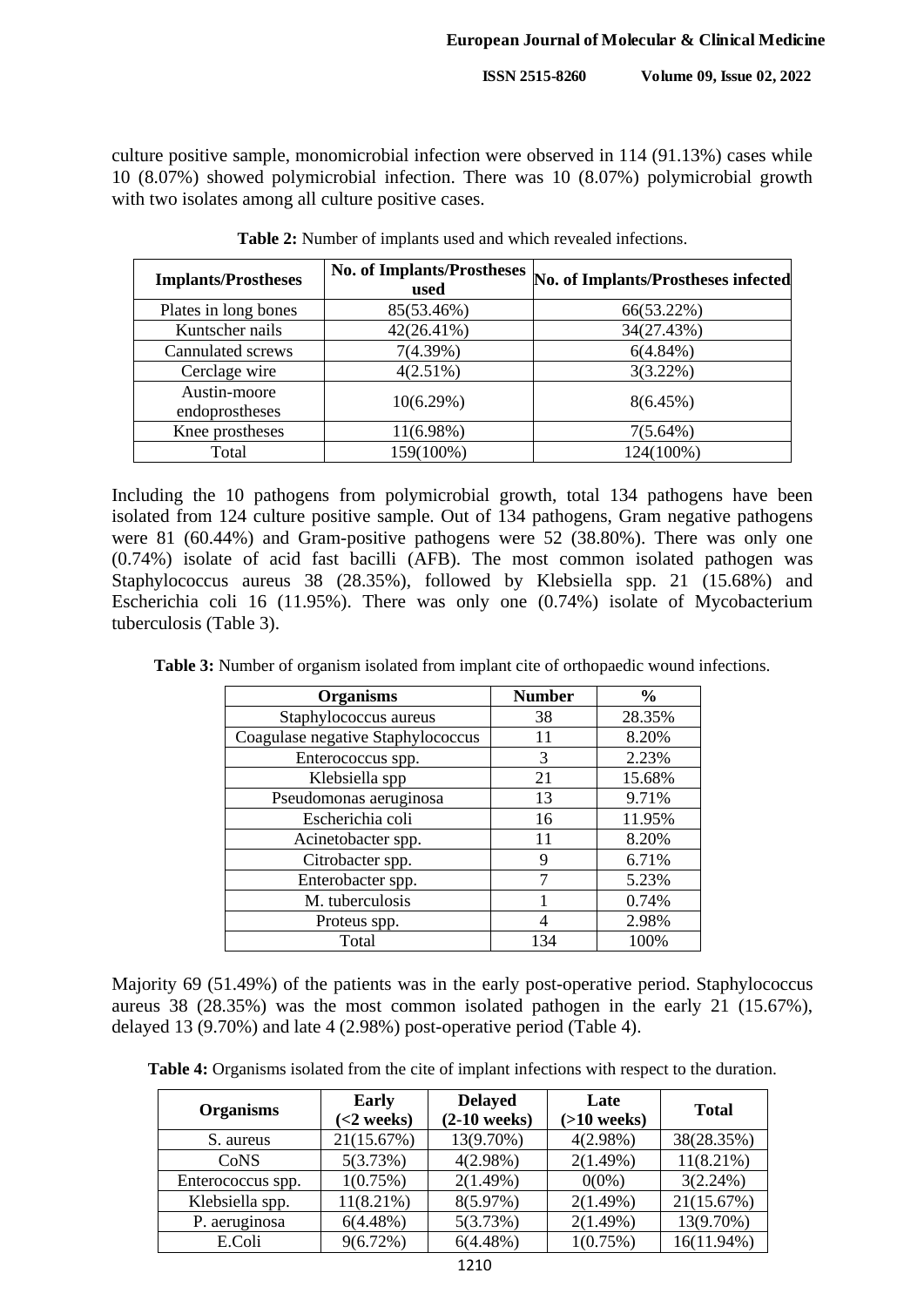culture positive sample, monomicrobial infection were observed in 114 (91.13%) cases while 10 (8.07%) showed polymicrobial infection. There was 10 (8.07%) polymicrobial growth with two isolates among all culture positive cases.

**Table 2:** Number of implants used and which revealed infections.

| Implants/Prostheses | No. of Implants/Prostheses used | No. of Implants/Prostheses infected |
|---|---|---|
| Plates in long bones | 85(53.46%) | 66(53.22%) |
| Kuntscher nails | 42(26.41%) | 34(27.43%) |
| Cannulated screws | 7(4.39%) | 6(4.84%) |
| Cerclage wire | 4(2.51%) | 3(3.22%) |
| Austin-moore endoprostheses | 10(6.29%) | 8(6.45%) |
| Knee prostheses | 11(6.98%) | 7(5.64%) |
| Total | 159(100%) | 124(100%) |

Including the 10 pathogens from polymicrobial growth, total 134 pathogens have been isolated from 124 culture positive sample. Out of 134 pathogens, Gram negative pathogens were 81 (60.44%) and Gram-positive pathogens were 52 (38.80%). There was only one (0.74%) isolate of acid fast bacilli (AFB). The most common isolated pathogen was Staphylococcus aureus 38 (28.35%), followed by Klebsiella spp. 21 (15.68%) and Escherichia coli 16 (11.95%). There was only one (0.74%) isolate of Mycobacterium tuberculosis (Table 3).

**Table 3:** Number of organism isolated from implant cite of orthopaedic wound infections.

| Organisms | Number | % |
|---|---|---|
| Staphylococcus aureus | 38 | 28.35% |
| Coagulase negative Staphylococcus | 11 | 8.20% |
| Enterococcus spp. | 3 | 2.23% |
| Klebsiella spp | 21 | 15.68% |
| Pseudomonas aeruginosa | 13 | 9.71% |
| Escherichia coli | 16 | 11.95% |
| Acinetobacter spp. | 11 | 8.20% |
| Citrobacter spp. | 9 | 6.71% |
| Enterobacter spp. | 7 | 5.23% |
| M. tuberculosis | 1 | 0.74% |
| Proteus spp. | 4 | 2.98% |
| Total | 134 | 100% |

Majority 69 (51.49%) of the patients was in the early post-operative period. Staphylococcus aureus 38 (28.35%) was the most common isolated pathogen in the early 21 (15.67%), delayed 13 (9.70%) and late 4 (2.98%) post-operative period (Table 4).

**Table 4:** Organisms isolated from the cite of implant infections with respect to the duration.

| Organisms | Early (<2 weeks) | Delayed (2-10 weeks) | Late (>10 weeks) | Total |
|---|---|---|---|---|
| S. aureus | 21(15.67%) | 13(9.70%) | 4(2.98%) | 38(28.35%) |
| CoNS | 5(3.73%) | 4(2.98%) | 2(1.49%) | 11(8.21%) |
| Enterococcus spp. | 1(0.75%) | 2(1.49%) | 0(0%) | 3(2.24%) |
| Klebsiella spp. | 11(8.21%) | 8(5.97%) | 2(1.49%) | 21(15.67%) |
| P. aeruginosa | 6(4.48%) | 5(3.73%) | 2(1.49%) | 13(9.70%) |
| E.Coli | 9(6.72%) | 6(4.48%) | 1(0.75%) | 16(11.94%) |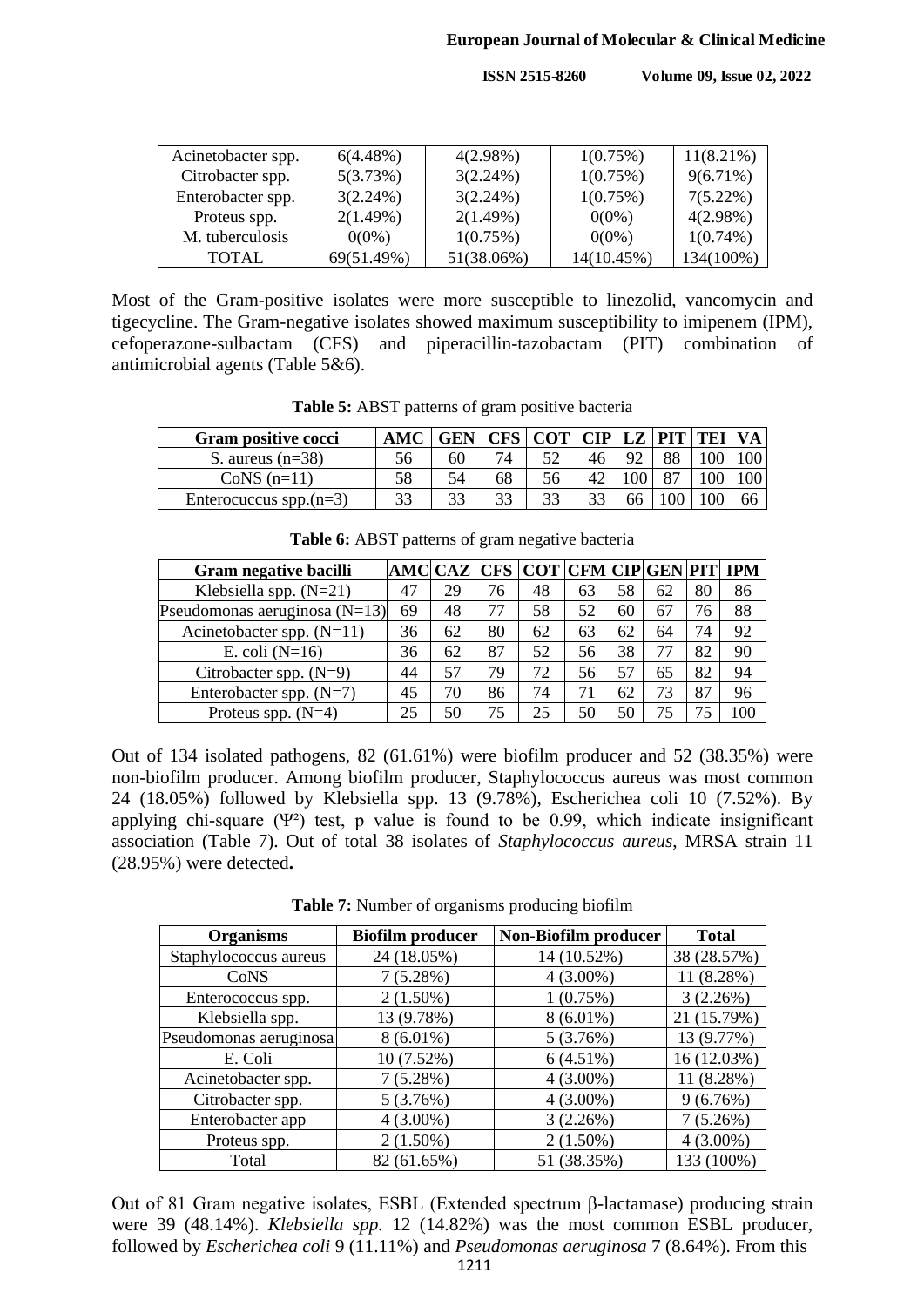| Acinetobacter spp. | 6(4.48%) | 4(2.98%) | 1(0.75%) | 11(8.21%) |
|---|---|---|---|---|
| Citrobacter spp. | 5(3.73%) | 3(2.24%) | 1(0.75%) | 9(6.71%) |
| Enterobacter spp. | 3(2.24%) | 3(2.24%) | 1(0.75%) | 7(5.22%) |
| Proteus spp. | 2(1.49%) | 2(1.49%) | 0(0%) | 4(2.98%) |
| M. tuberculosis | 0(0%) | 1(0.75%) | 0(0%) | 1(0.74%) |
| TOTAL | 69(51.49%) | 51(38.06%) | 14(10.45%) | 134(100%) |

Most of the Gram-positive isolates were more susceptible to linezolid, vancomycin and tigecycline. The Gram-negative isolates showed maximum susceptibility to imipenem (IPM), cefoperazone-sulbactam (CFS) and piperacillin-tazobactam (PIT) combination of antimicrobial agents (Table 5&6).

**Table 5:** ABST patterns of gram positive bacteria

| Gram positive cocci | AMC | GEN | CFS | COT | CIP | LZ | PIT | TEI | VA |
|---|---|---|---|---|---|---|---|---|---|
| S. aureus (n=38) | 56 | 60 | 74 | 52 | 46 | 92 | 88 | 100 | 100 |
| CoNS (n=11) | 58 | 54 | 68 | 56 | 42 | 100 | 87 | 100 | 100 |
| Enterocuccus spp.(n=3) | 33 | 33 | 33 | 33 | 33 | 66 | 100 | 100 | 66 |

**Table 6:** ABST patterns of gram negative bacteria

| Gram negative bacilli | AMC | CAZ | CFS | COT | CFM | CIP | GEN | PIT | IPM |
|---|---|---|---|---|---|---|---|---|---|
| Klebsiella spp. (N=21) | 47 | 29 | 76 | 48 | 63 | 58 | 62 | 80 | 86 |
| Pseudomonas aeruginosa (N=13) | 69 | 48 | 77 | 58 | 52 | 60 | 67 | 76 | 88 |
| Acinetobacter spp. (N=11) | 36 | 62 | 80 | 62 | 63 | 62 | 64 | 74 | 92 |
| E. coli (N=16) | 36 | 62 | 87 | 52 | 56 | 38 | 77 | 82 | 90 |
| Citrobacter spp. (N=9) | 44 | 57 | 79 | 72 | 56 | 57 | 65 | 82 | 94 |
| Enterobacter spp. (N=7) | 45 | 70 | 86 | 74 | 71 | 62 | 73 | 87 | 96 |
| Proteus spp. (N=4) | 25 | 50 | 75 | 25 | 50 | 50 | 75 | 75 | 100 |

Out of 134 isolated pathogens, 82 (61.61%) were biofilm producer and 52 (38.35%) were non-biofilm producer. Among biofilm producer, Staphylococcus aureus was most common 24 (18.05%) followed by Klebsiella spp. 13 (9.78%), Escherichea coli 10 (7.52%). By applying chi-square ($\Psi^2$) test, p value is found to be 0.99, which indicate insignificant association (Table 7). Out of total 38 isolates of *Staphylococcus aureus*, MRSA strain 11 (28.95%) were detected**.**

**Table 7:** Number of organisms producing biofilm

| Organisms | Biofilm producer | Non-Biofilm producer | Total |
|---|---|---|---|
| Staphylococcus aureus | 24 (18.05%) | 14 (10.52%) | 38 (28.57%) |
| CoNS | 7 (5.28%) | 4 (3.00%) | 11 (8.28%) |
| Enterococcus spp. | 2 (1.50%) | 1 (0.75%) | 3 (2.26%) |
| Klebsiella spp. | 13 (9.78%) | 8 (6.01%) | 21 (15.79%) |
| Pseudomonas aeruginosa | 8 (6.01%) | 5 (3.76%) | 13 (9.77%) |
| E. Coli | 10 (7.52%) | 6 (4.51%) | 16 (12.03%) |
| Acinetobacter spp. | 7 (5.28%) | 4 (3.00%) | 11 (8.28%) |
| Citrobacter spp. | 5 (3.76%) | 4 (3.00%) | 9 (6.76%) |
| Enterobacter app | 4 (3.00%) | 3 (2.26%) | 7 (5.26%) |
| Proteus spp. | 2 (1.50%) | 2 (1.50%) | 4 (3.00%) |
| Total | 82 (61.65%) | 51 (38.35%) | 133 (100%) |

Out of 81 Gram negative isolates, ESBL (Extended spectrum β-lactamase) producing strain were 39 (48.14%). *Klebsiella spp.* 12 (14.82%) was the most common ESBL producer, followed by *Escherichea coli* 9 (11.11%) and *Pseudomonas aeruginosa* 7 (8.64%). From this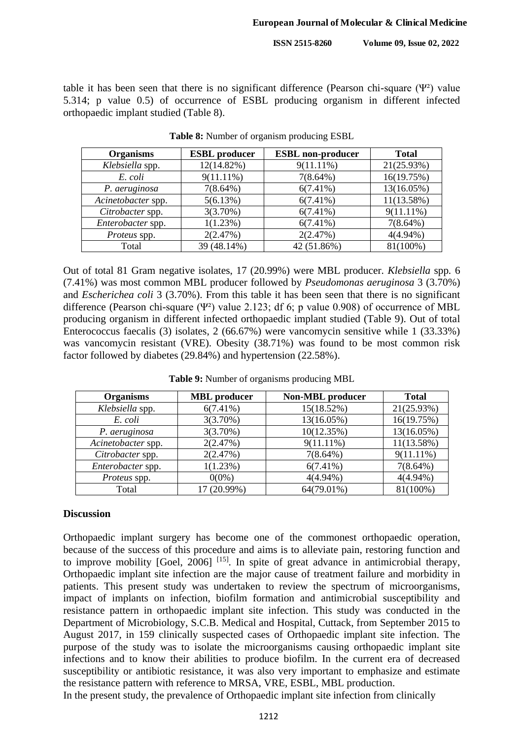table it has been seen that there is no significant difference (Pearson chi-square ($\Psi^2$) value 5.314; p value 0.5) of occurrence of ESBL producing organism in different infected orthopaedic implant studied (Table 8).

**Table 8:** Number of organism producing ESBL

| Organisms | ESBL producer | ESBL non-producer | Total |
|---|---|---|---|
| *Klebsiella* spp. | 12(14.82%) | 9(11.11%) | 21(25.93%) |
| *E. coli* | 9(11.11%) | 7(8.64%) | 16(19.75%) |
| *P. aeruginosa* | 7(8.64%) | 6(7.41%) | 13(16.05%) |
| *Acinetobacter* spp. | 5(6.13%) | 6(7.41%) | 11(13.58%) |
| *Citrobacter* spp. | 3(3.70%) | 6(7.41%) | 9(11.11%) |
| *Enterobacter* spp. | 1(1.23%) | 6(7.41%) | 7(8.64%) |
| *Proteus* spp. | 2(2.47%) | 2(2.47%) | 4(4.94%) |
| Total | 39 (48.14%) | 42 (51.86%) | 81(100%) |

Out of total 81 Gram negative isolates, 17 (20.99%) were MBL producer. *Klebsiella* spp. 6 (7.41%) was most common MBL producer followed by *Pseudomonas aeruginosa* 3 (3.70%) and *Escherichea coli* 3 (3.70%). From this table it has been seen that there is no significant difference (Pearson chi-square ($\Psi^2$) value 2.123; df 6; p value 0.908) of occurrence of MBL producing organism in different infected orthopaedic implant studied (Table 9). Out of total Enterococcus faecalis (3) isolates, 2 (66.67%) were vancomycin sensitive while 1 (33.33%) was vancomycin resistant (VRE). Obesity (38.71%) was found to be most common risk factor followed by diabetes (29.84%) and hypertension (22.58%).

**Table 9:** Number of organisms producing MBL

| Organisms | MBL producer | Non-MBL producer | Total |
|---|---|---|---|
| *Klebsiella* spp. | 6(7.41%) | 15(18.52%) | 21(25.93%) |
| *E. coli* | 3(3.70%) | 13(16.05%) | 16(19.75%) |
| *P. aeruginosa* | 3(3.70%) | 10(12.35%) | 13(16.05%) |
| *Acinetobacter* spp. | 2(2.47%) | 9(11.11%) | 11(13.58%) |
| *Citrobacter* spp. | 2(2.47%) | 7(8.64%) | 9(11.11%) |
| *Enterobacter* spp. | 1(1.23%) | 6(7.41%) | 7(8.64%) |
| *Proteus* spp. | 0(0%) | 4(4.94%) | 4(4.94%) |
| Total | 17 (20.99%) | 64(79.01%) | 81(100%) |

## Discussion

Orthopaedic implant surgery has become one of the commonest orthopaedic operation, because of the success of this procedure and aims is to alleviate pain, restoring function and to improve mobility [Goel, 2006] [15]. In spite of great advance in antimicrobial therapy, Orthopaedic implant site infection are the major cause of treatment failure and morbidity in patients. This present study was undertaken to review the spectrum of microorganisms, impact of implants on infection, biofilm formation and antimicrobial susceptibility and resistance pattern in orthopaedic implant site infection. This study was conducted in the Department of Microbiology, S.C.B. Medical and Hospital, Cuttack, from September 2015 to August 2017, in 159 clinically suspected cases of Orthopaedic implant site infection. The purpose of the study was to isolate the microorganisms causing orthopaedic implant site infections and to know their abilities to produce biofilm. In the current era of decreased susceptibility or antibiotic resistance, it was also very important to emphasize and estimate the resistance pattern with reference to MRSA, VRE, ESBL, MBL production.

In the present study, the prevalence of Orthopaedic implant site infection from clinically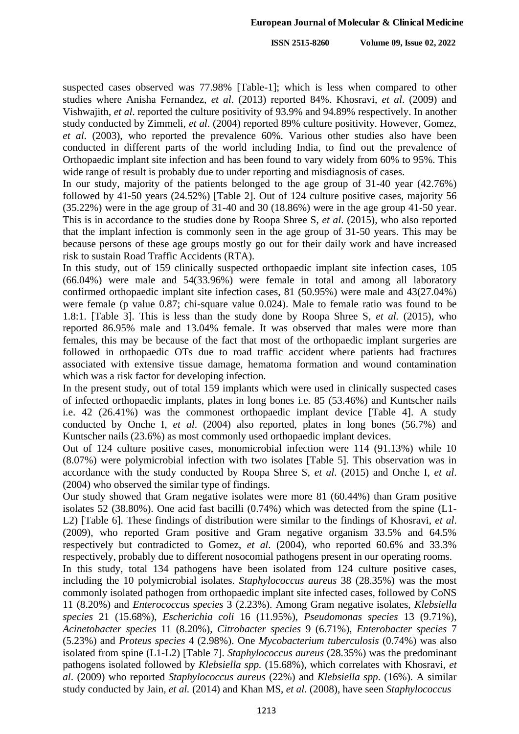suspected cases observed was 77.98% [Table-1]; which is less when compared to other studies where Anisha Fernandez, *et al*. (2013) reported 84%. Khosravi, *et al*. (2009) and Vishwajith, *et al*. reported the culture positivity of 93.9% and 94.89% respectively. In another study conducted by Zimmeli, *et al*. (2004) reported 89% culture positivity. However, Gomez, *et al*. (2003), who reported the prevalence 60%. Various other studies also have been conducted in different parts of the world including India, to find out the prevalence of Orthopaedic implant site infection and has been found to vary widely from 60% to 95%. This wide range of result is probably due to under reporting and misdiagnosis of cases.

In our study, majority of the patients belonged to the age group of 31-40 year (42.76%) followed by 41-50 years (24.52%) [Table 2]. Out of 124 culture positive cases, majority 56 (35.22%) were in the age group of 31-40 and 30 (18.86%) were in the age group 41-50 year. This is in accordance to the studies done by Roopa Shree S, *et al*. (2015), who also reported that the implant infection is commonly seen in the age group of 31-50 years. This may be because persons of these age groups mostly go out for their daily work and have increased risk to sustain Road Traffic Accidents (RTA).

In this study, out of 159 clinically suspected orthopaedic implant site infection cases, 105 (66.04%) were male and 54(33.96%) were female in total and among all laboratory confirmed orthopaedic implant site infection cases, 81 (50.95%) were male and 43(27.04%) were female (p value 0.87; chi-square value 0.024). Male to female ratio was found to be 1.8:1. [Table 3]. This is less than the study done by Roopa Shree S, *et al.* (2015), who reported 86.95% male and 13.04% female. It was observed that males were more than females, this may be because of the fact that most of the orthopaedic implant surgeries are followed in orthopaedic OTs due to road traffic accident where patients had fractures associated with extensive tissue damage, hematoma formation and wound contamination which was a risk factor for developing infection.

In the present study, out of total 159 implants which were used in clinically suspected cases of infected orthopaedic implants, plates in long bones i.e. 85 (53.46%) and Kuntscher nails i.e. 42 (26.41%) was the commonest orthopaedic implant device [Table 4]. A study conducted by Onche I, *et al*. (2004) also reported, plates in long bones (56.7%) and Kuntscher nails (23.6%) as most commonly used orthopaedic implant devices.

Out of 124 culture positive cases, monomicrobial infection were 114 (91.13%) while 10 (8.07%) were polymicrobial infection with two isolates [Table 5]. This observation was in accordance with the study conducted by Roopa Shree S, *et al*. (2015) and Onche I, *et al*. (2004) who observed the similar type of findings.

Our study showed that Gram negative isolates were more 81 (60.44%) than Gram positive isolates 52 (38.80%). One acid fast bacilli (0.74%) which was detected from the spine (L1-L2) [Table 6]. These findings of distribution were similar to the findings of Khosravi, *et al*. (2009), who reported Gram positive and Gram negative organism 33.5% and 64.5% respectively but contradicted to Gomez, *et al*. (2004), who reported 60.6% and 33.3% respectively, probably due to different nosocomial pathogens present in our operating rooms.

In this study, total 134 pathogens have been isolated from 124 culture positive cases, including the 10 polymicrobial isolates. *Staphylococcus aureus* 38 (28.35%) was the most commonly isolated pathogen from orthopaedic implant site infected cases, followed by CoNS 11 (8.20%) and *Enterococcus species* 3 (2.23%). Among Gram negative isolates, *Klebsiella species* 21 (15.68%), *Escherichia coli* 16 (11.95%), *Pseudomonas species* 13 (9.71%), *Acinetobacter species* 11 (8.20%), *Citrobacter species* 9 (6.71%), *Enterobacter species* 7 (5.23%) and *Proteus species* 4 (2.98%). One *Mycobacterium tuberculosis* (0.74%) was also isolated from spine (L1-L2) [Table 7]. *Staphylococcus aureus* (28.35%) was the predominant pathogens isolated followed by *Klebsiella spp.* (15.68%), which correlates with Khosravi, *et al*. (2009) who reported *Staphylococcus aureus* (22%) and *Klebsiella spp*. (16%). A similar study conducted by Jain, *et al.* (2014) and Khan MS, *et al.* (2008), have seen *Staphylococcus*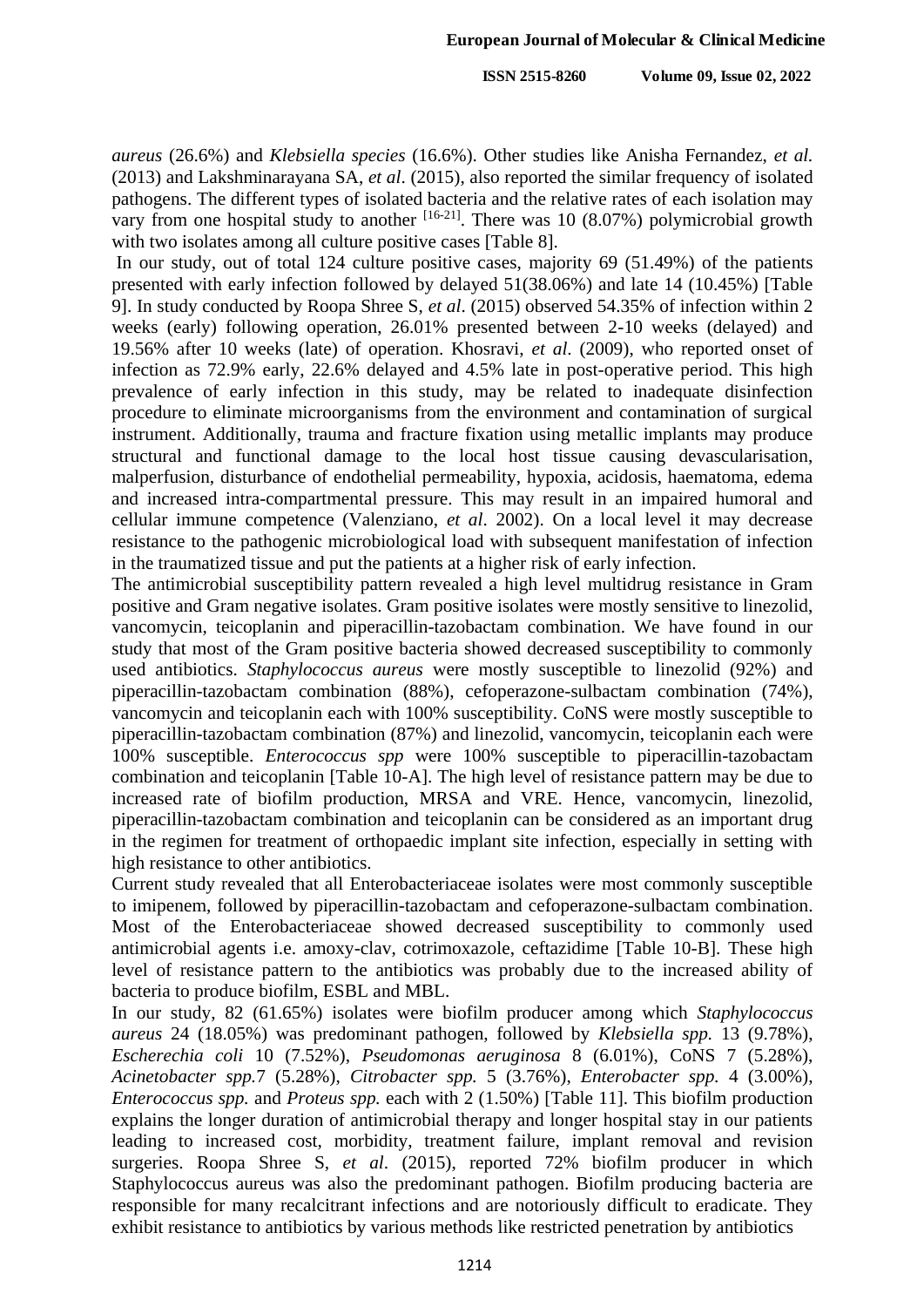*aureus* (26.6%) and *Klebsiella species* (16.6%). Other studies like Anisha Fernandez, *et al.* (2013) and Lakshminarayana SA, *et al*. (2015), also reported the similar frequency of isolated pathogens. The different types of isolated bacteria and the relative rates of each isolation may vary from one hospital study to another [16-21]. There was 10 (8.07%) polymicrobial growth with two isolates among all culture positive cases [Table 8].

In our study, out of total 124 culture positive cases, majority 69 (51.49%) of the patients presented with early infection followed by delayed 51(38.06%) and late 14 (10.45%) [Table 9]. In study conducted by Roopa Shree S, *et al*. (2015) observed 54.35% of infection within 2 weeks (early) following operation, 26.01% presented between 2-10 weeks (delayed) and 19.56% after 10 weeks (late) of operation. Khosravi, *et al*. (2009), who reported onset of infection as 72.9% early, 22.6% delayed and 4.5% late in post-operative period. This high prevalence of early infection in this study, may be related to inadequate disinfection procedure to eliminate microorganisms from the environment and contamination of surgical instrument. Additionally, trauma and fracture fixation using metallic implants may produce structural and functional damage to the local host tissue causing devascularisation, malperfusion, disturbance of endothelial permeability, hypoxia, acidosis, haematoma, edema and increased intra-compartmental pressure. This may result in an impaired humoral and cellular immune competence (Valenziano, *et al*. 2002). On a local level it may decrease resistance to the pathogenic microbiological load with subsequent manifestation of infection in the traumatized tissue and put the patients at a higher risk of early infection.

The antimicrobial susceptibility pattern revealed a high level multidrug resistance in Gram positive and Gram negative isolates. Gram positive isolates were mostly sensitive to linezolid, vancomycin, teicoplanin and piperacillin-tazobactam combination. We have found in our study that most of the Gram positive bacteria showed decreased susceptibility to commonly used antibiotics. *Staphylococcus aureus* were mostly susceptible to linezolid (92%) and piperacillin-tazobactam combination (88%), cefoperazone-sulbactam combination (74%), vancomycin and teicoplanin each with 100% susceptibility. CoNS were mostly susceptible to piperacillin-tazobactam combination (87%) and linezolid, vancomycin, teicoplanin each were 100% susceptible. *Enterococcus spp* were 100% susceptible to piperacillin-tazobactam combination and teicoplanin [Table 10-A]. The high level of resistance pattern may be due to increased rate of biofilm production, MRSA and VRE. Hence, vancomycin, linezolid, piperacillin-tazobactam combination and teicoplanin can be considered as an important drug in the regimen for treatment of orthopaedic implant site infection, especially in setting with high resistance to other antibiotics.

Current study revealed that all Enterobacteriaceae isolates were most commonly susceptible to imipenem, followed by piperacillin-tazobactam and cefoperazone-sulbactam combination. Most of the Enterobacteriaceae showed decreased susceptibility to commonly used antimicrobial agents i.e. amoxy-clav, cotrimoxazole, ceftazidime [Table 10-B]. These high level of resistance pattern to the antibiotics was probably due to the increased ability of bacteria to produce biofilm, ESBL and MBL.

In our study, 82 (61.65%) isolates were biofilm producer among which *Staphylococcus aureus* 24 (18.05%) was predominant pathogen, followed by *Klebsiella spp.* 13 (9.78%), *Escherechia coli* 10 (7.52%), *Pseudomonas aeruginosa* 8 (6.01%), CoNS 7 (5.28%), *Acinetobacter spp.*7 (5.28%), *Citrobacter spp.* 5 (3.76%), *Enterobacter spp.* 4 (3.00%), *Enterococcus spp.* and *Proteus spp.* each with 2 (1.50%) [Table 11]. This biofilm production explains the longer duration of antimicrobial therapy and longer hospital stay in our patients leading to increased cost, morbidity, treatment failure, implant removal and revision surgeries. Roopa Shree S, *et al*. (2015), reported 72% biofilm producer in which Staphylococcus aureus was also the predominant pathogen. Biofilm producing bacteria are responsible for many recalcitrant infections and are notoriously difficult to eradicate. They exhibit resistance to antibiotics by various methods like restricted penetration by antibiotics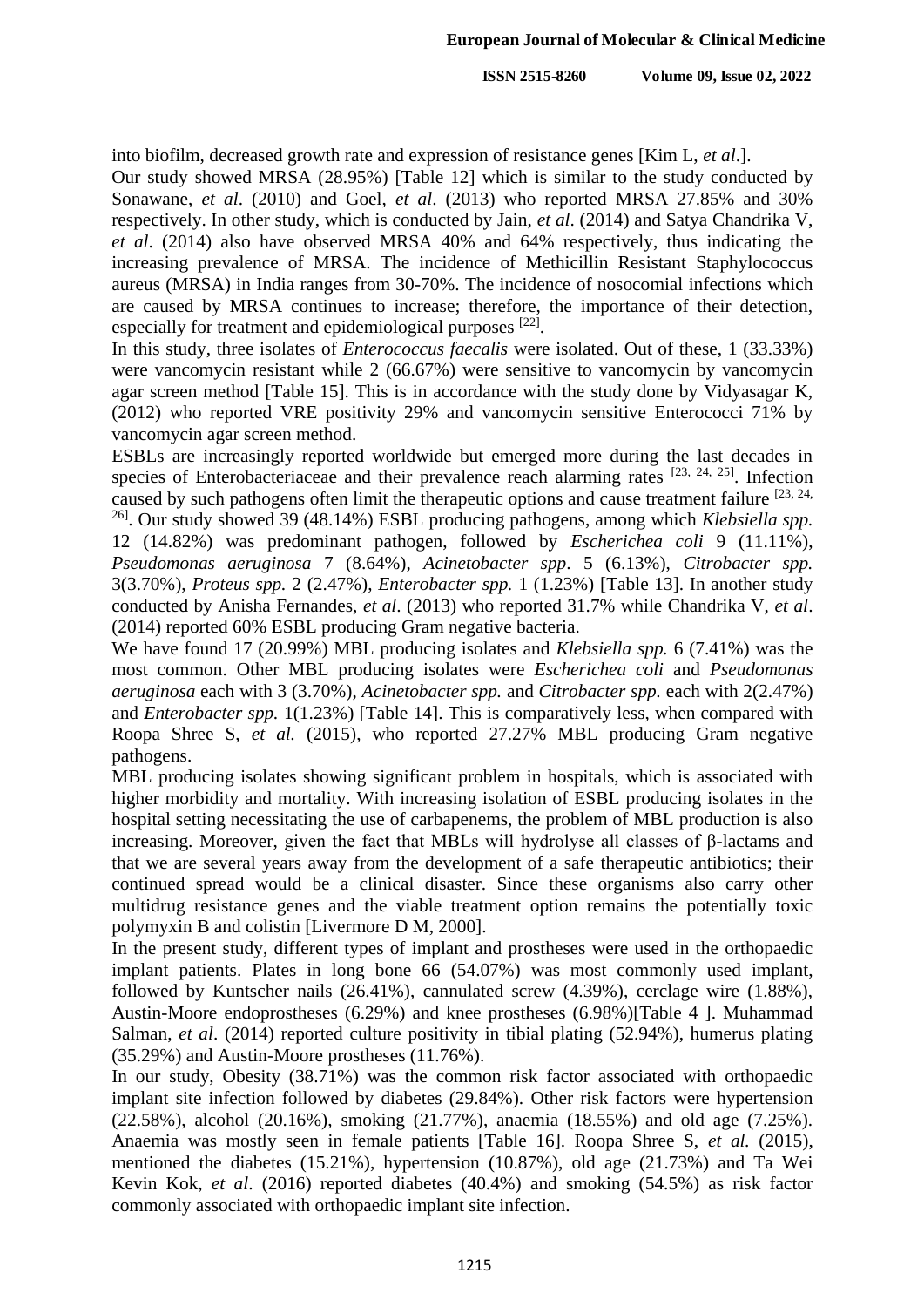into biofilm, decreased growth rate and expression of resistance genes [Kim L, *et al*.].

Our study showed MRSA (28.95%) [Table 12] which is similar to the study conducted by Sonawane, *et al*. (2010) and Goel, *et al*. (2013) who reported MRSA 27.85% and 30% respectively. In other study, which is conducted by Jain, *et al*. (2014) and Satya Chandrika V, *et al*. (2014) also have observed MRSA 40% and 64% respectively, thus indicating the increasing prevalence of MRSA. The incidence of Methicillin Resistant Staphylococcus aureus (MRSA) in India ranges from 30-70%. The incidence of nosocomial infections which are caused by MRSA continues to increase; therefore, the importance of their detection, especially for treatment and epidemiological purposes [22].

In this study, three isolates of *Enterococcus faecalis* were isolated. Out of these, 1 (33.33%) were vancomycin resistant while 2 (66.67%) were sensitive to vancomycin by vancomycin agar screen method [Table 15]. This is in accordance with the study done by Vidyasagar K, (2012) who reported VRE positivity 29% and vancomycin sensitive Enterococci 71% by vancomycin agar screen method.

ESBLs are increasingly reported worldwide but emerged more during the last decades in species of Enterobacteriaceae and their prevalence reach alarming rates [23, 24, 25]. Infection caused by such pathogens often limit the therapeutic options and cause treatment failure [23, 24, 26]. Our study showed 39 (48.14%) ESBL producing pathogens, among which *Klebsiella spp.* 12 (14.82%) was predominant pathogen, followed by *Escherichea coli* 9 (11.11%), *Pseudomonas aeruginosa* 7 (8.64%), *Acinetobacter spp*. 5 (6.13%), *Citrobacter spp.* 3(3.70%), *Proteus spp.* 2 (2.47%), *Enterobacter spp.* 1 (1.23%) [Table 13]. In another study conducted by Anisha Fernandes, *et al*. (2013) who reported 31.7% while Chandrika V, *et al*. (2014) reported 60% ESBL producing Gram negative bacteria.

We have found 17 (20.99%) MBL producing isolates and *Klebsiella spp.* 6 (7.41%) was the most common. Other MBL producing isolates were *Escherichea coli* and *Pseudomonas aeruginosa* each with 3 (3.70%), *Acinetobacter spp.* and *Citrobacter spp.* each with 2(2.47%) and *Enterobacter spp.* 1(1.23%) [Table 14]. This is comparatively less, when compared with Roopa Shree S, *et al.* (2015), who reported 27.27% MBL producing Gram negative pathogens.

MBL producing isolates showing significant problem in hospitals, which is associated with higher morbidity and mortality. With increasing isolation of ESBL producing isolates in the hospital setting necessitating the use of carbapenems, the problem of MBL production is also increasing. Moreover, given the fact that MBLs will hydrolyse all classes of β-lactams and that we are several years away from the development of a safe therapeutic antibiotics; their continued spread would be a clinical disaster. Since these organisms also carry other multidrug resistance genes and the viable treatment option remains the potentially toxic polymyxin B and colistin [Livermore D M, 2000].

In the present study, different types of implant and prostheses were used in the orthopaedic implant patients. Plates in long bone 66 (54.07%) was most commonly used implant, followed by Kuntscher nails (26.41%), cannulated screw (4.39%), cerclage wire (1.88%), Austin-Moore endoprostheses (6.29%) and knee prostheses (6.98%)[Table 4 ]. Muhammad Salman, *et al*. (2014) reported culture positivity in tibial plating (52.94%), humerus plating (35.29%) and Austin-Moore prostheses (11.76%).

In our study, Obesity (38.71%) was the common risk factor associated with orthopaedic implant site infection followed by diabetes (29.84%). Other risk factors were hypertension (22.58%), alcohol (20.16%), smoking (21.77%), anaemia (18.55%) and old age (7.25%). Anaemia was mostly seen in female patients [Table 16]. Roopa Shree S, *et al.* (2015), mentioned the diabetes (15.21%), hypertension (10.87%), old age (21.73%) and Ta Wei Kevin Kok, *et al*. (2016) reported diabetes (40.4%) and smoking (54.5%) as risk factor commonly associated with orthopaedic implant site infection.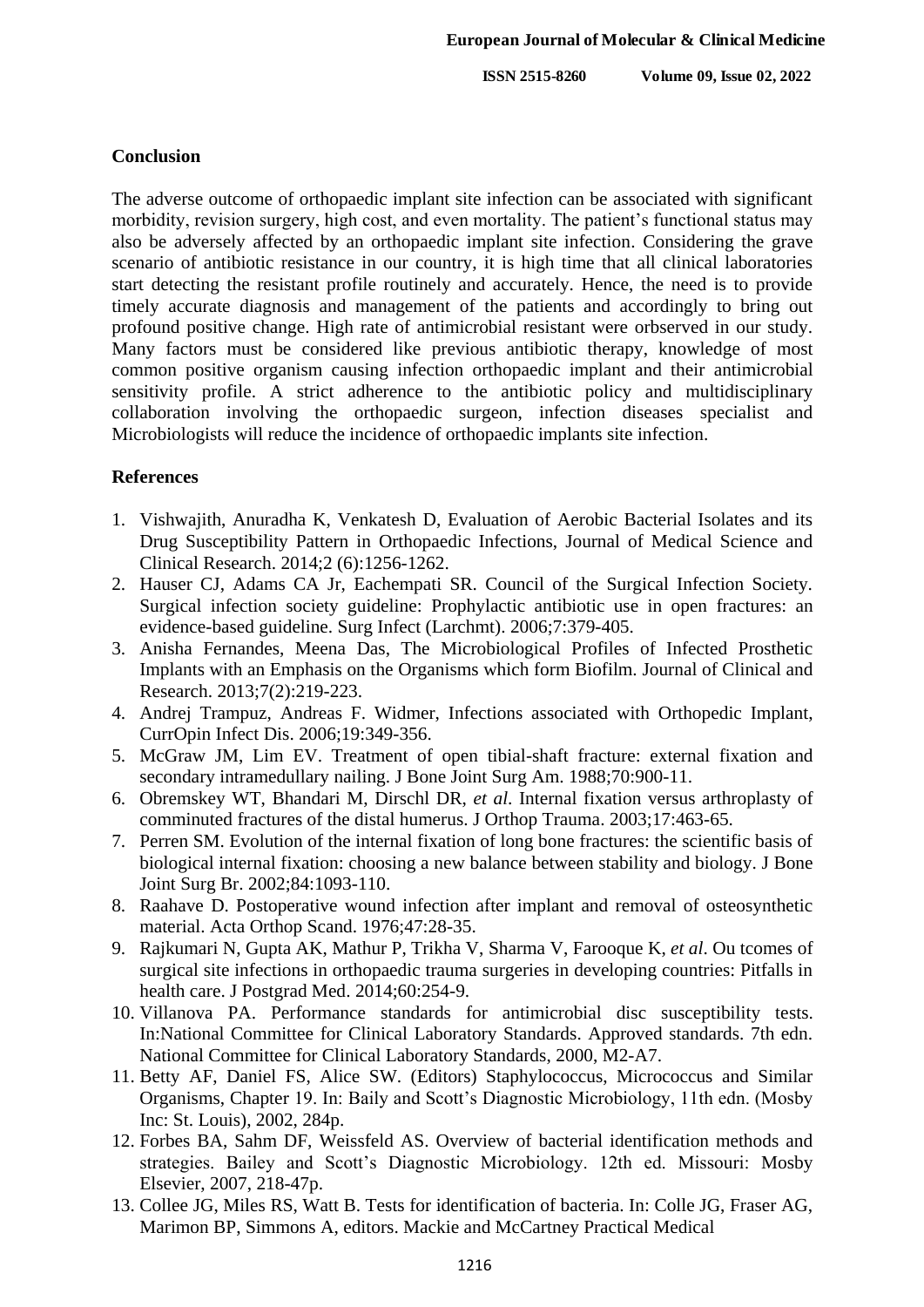## Conclusion

The adverse outcome of orthopaedic implant site infection can be associated with significant morbidity, revision surgery, high cost, and even mortality. The patient's functional status may also be adversely affected by an orthopaedic implant site infection. Considering the grave scenario of antibiotic resistance in our country, it is high time that all clinical laboratories start detecting the resistant profile routinely and accurately. Hence, the need is to provide timely accurate diagnosis and management of the patients and accordingly to bring out profound positive change. High rate of antimicrobial resistant were orbserved in our study. Many factors must be considered like previous antibiotic therapy, knowledge of most common positive organism causing infection orthopaedic implant and their antimicrobial sensitivity profile. A strict adherence to the antibiotic policy and multidisciplinary collaboration involving the orthopaedic surgeon, infection diseases specialist and Microbiologists will reduce the incidence of orthopaedic implants site infection.

## References

1. Vishwajith, Anuradha K, Venkatesh D, Evaluation of Aerobic Bacterial Isolates and its Drug Susceptibility Pattern in Orthopaedic Infections, Journal of Medical Science and Clinical Research. 2014;2 (6):1256-1262.
2. Hauser CJ, Adams CA Jr, Eachempati SR. Council of the Surgical Infection Society. Surgical infection society guideline: Prophylactic antibiotic use in open fractures: an evidence-based guideline. Surg Infect (Larchmt). 2006;7:379-405.
3. Anisha Fernandes, Meena Das, The Microbiological Profiles of Infected Prosthetic Implants with an Emphasis on the Organisms which form Biofilm. Journal of Clinical and Research. 2013;7(2):219-223.
4. Andrej Trampuz, Andreas F. Widmer, Infections associated with Orthopedic Implant, CurrOpin Infect Dis. 2006;19:349-356.
5. McGraw JM, Lim EV. Treatment of open tibial-shaft fracture: external fixation and secondary intramedullary nailing. J Bone Joint Surg Am. 1988;70:900-11.
6. Obremskey WT, Bhandari M, Dirschl DR, *et al*. Internal fixation versus arthroplasty of comminuted fractures of the distal humerus. J Orthop Trauma. 2003;17:463-65.
7. Perren SM. Evolution of the internal fixation of long bone fractures: the scientific basis of biological internal fixation: choosing a new balance between stability and biology. J Bone Joint Surg Br. 2002;84:1093-110.
8. Raahave D. Postoperative wound infection after implant and removal of osteosynthetic material. Acta Orthop Scand. 1976;47:28-35.
9. Rajkumari N, Gupta AK, Mathur P, Trikha V, Sharma V, Farooque K, *et al*. Ou tcomes of surgical site infections in orthopaedic trauma surgeries in developing countries: Pitfalls in health care. J Postgrad Med. 2014;60:254-9.
10. Villanova PA. Performance standards for antimicrobial disc susceptibility tests. In:National Committee for Clinical Laboratory Standards. Approved standards. 7th edn. National Committee for Clinical Laboratory Standards, 2000, M2-A7.
11. Betty AF, Daniel FS, Alice SW. (Editors) Staphylococcus, Micrococcus and Similar Organisms, Chapter 19. In: Baily and Scott's Diagnostic Microbiology, 11th edn. (Mosby Inc: St. Louis), 2002, 284p.
12. Forbes BA, Sahm DF, Weissfeld AS. Overview of bacterial identification methods and strategies. Bailey and Scott's Diagnostic Microbiology. 12th ed. Missouri: Mosby Elsevier, 2007, 218-47p.
13. Collee JG, Miles RS, Watt B. Tests for identification of bacteria. In: Colle JG, Fraser AG, Marimon BP, Simmons A, editors. Mackie and McCartney Practical Medical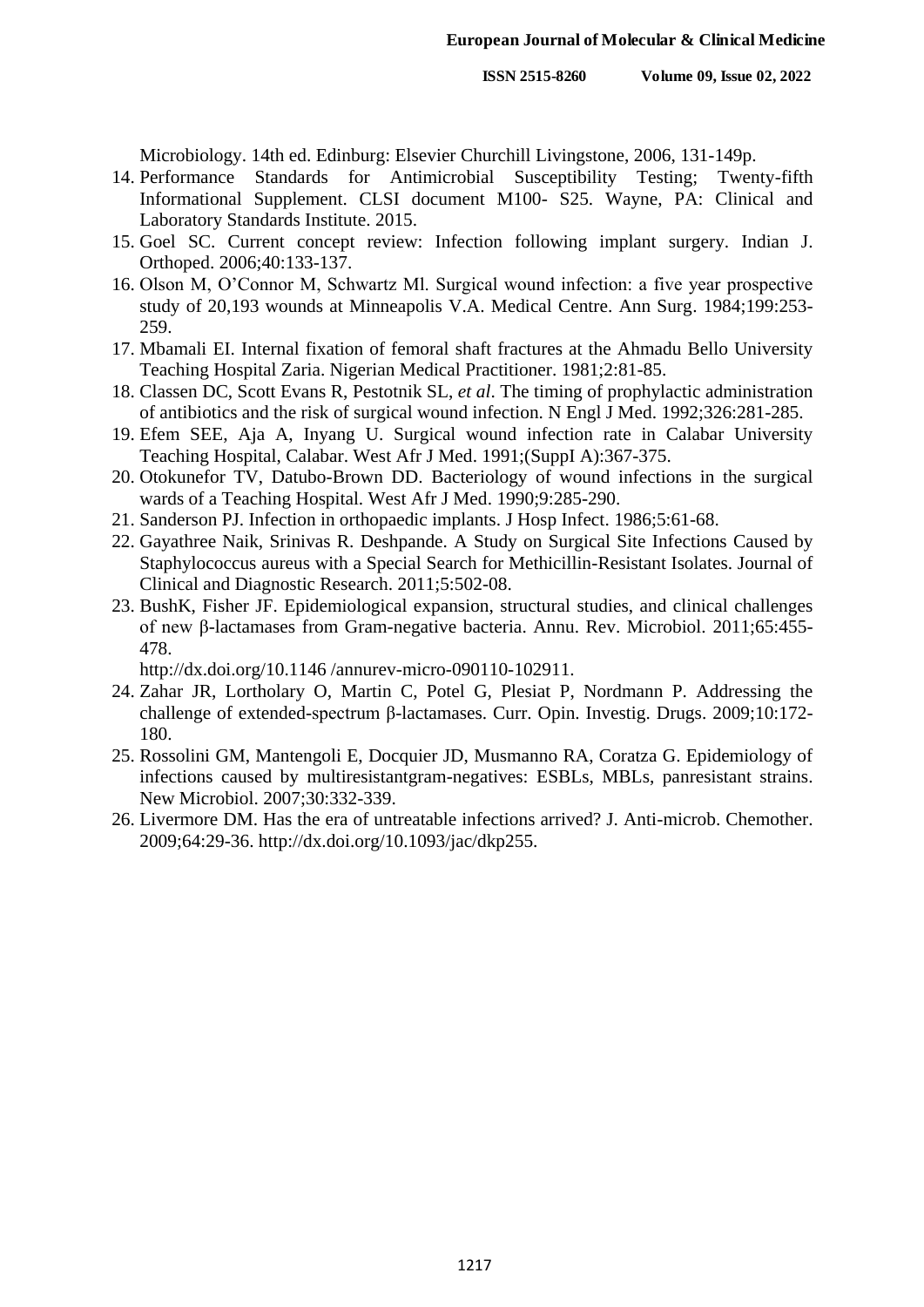Microbiology. 14th ed. Edinburg: Elsevier Churchill Livingstone, 2006, 131-149p.

14. Performance Standards for Antimicrobial Susceptibility Testing; Twenty-fifth Informational Supplement. CLSI document M100- S25. Wayne, PA: Clinical and Laboratory Standards Institute. 2015.
15. Goel SC. Current concept review: Infection following implant surgery. Indian J. Orthoped. 2006;40:133-137.
16. Olson M, O'Connor M, Schwartz Ml. Surgical wound infection: a five year prospective study of 20,193 wounds at Minneapolis V.A. Medical Centre. Ann Surg. 1984;199:253-259.
17. Mbamali EI. Internal fixation of femoral shaft fractures at the Ahmadu Bello University Teaching Hospital Zaria. Nigerian Medical Practitioner. 1981;2:81-85.
18. Classen DC, Scott Evans R, Pestotnik SL, *et al*. The timing of prophylactic administration of antibiotics and the risk of surgical wound infection. N Engl J Med. 1992;326:281-285.
19. Efem SEE, Aja A, Inyang U. Surgical wound infection rate in Calabar University Teaching Hospital, Calabar. West Afr J Med. 1991;(SuppI A):367-375.
20. Otokunefor TV, Datubo-Brown DD. Bacteriology of wound infections in the surgical wards of a Teaching Hospital. West Afr J Med. 1990;9:285-290.
21. Sanderson PJ. Infection in orthopaedic implants. J Hosp Infect. 1986;5:61-68.
22. Gayathree Naik, Srinivas R. Deshpande. A Study on Surgical Site Infections Caused by Staphylococcus aureus with a Special Search for Methicillin-Resistant Isolates. Journal of Clinical and Diagnostic Research. 2011;5:502-08.
23. BushK, Fisher JF. Epidemiological expansion, structural studies, and clinical challenges of new β-lactamases from Gram-negative bacteria. Annu. Rev. Microbiol. 2011;65:455-478.
    http://dx.doi.org/10.1146 /annurev-micro-090110-102911.
24. Zahar JR, Lortholary O, Martin C, Potel G, Plesiat P, Nordmann P. Addressing the challenge of extended-spectrum β-lactamases. Curr. Opin. Investig. Drugs. 2009;10:172-180.
25. Rossolini GM, Mantengoli E, Docquier JD, Musmanno RA, Coratza G. Epidemiology of infections caused by multiresistantgram-negatives: ESBLs, MBLs, panresistant strains. New Microbiol. 2007;30:332-339.
26. Livermore DM. Has the era of untreatable infections arrived? J. Anti-microb. Chemother. 2009;64:29-36. http://dx.doi.org/10.1093/jac/dkp255.